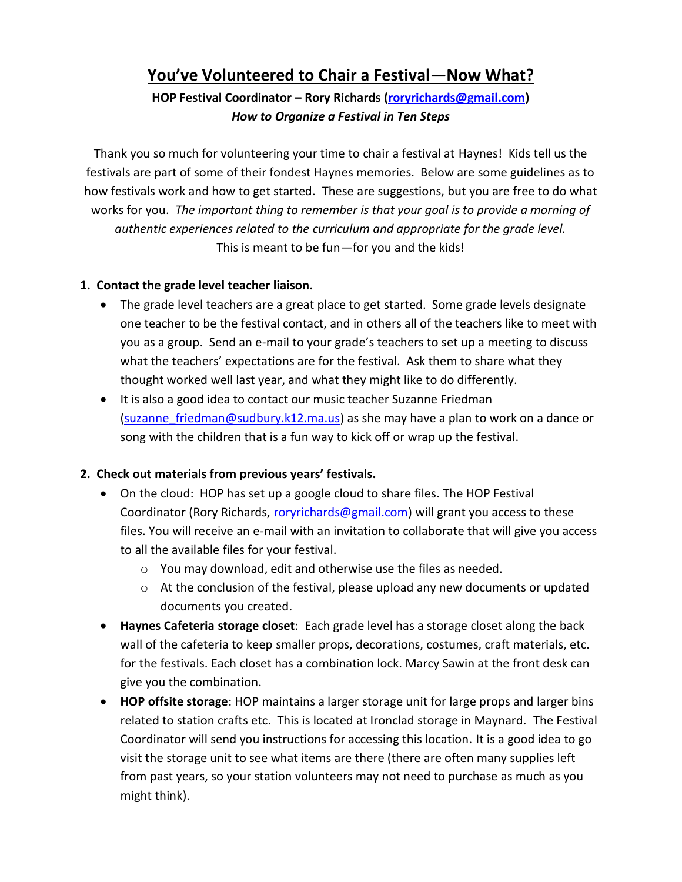# You've Volunteered to Chair a Festival—Now What?

**HOP Festival Coordinator – Rory Richards (roryrichards@gmail.com)**

***How to Organize a Festival in Ten Steps***

Thank you so much for volunteering your time to chair a festival at Haynes! Kids tell us the festivals are part of some of their fondest Haynes memories. Below are some guidelines as to how festivals work and how to get started. These are suggestions, but you are free to do what works for you. *The important thing to remember is that your goal is to provide a morning of authentic experiences related to the curriculum and appropriate for the grade level.* This is meant to be fun—for you and the kids!

**1. Contact the grade level teacher liaison.**

- The grade level teachers are a great place to get started. Some grade levels designate one teacher to be the festival contact, and in others all of the teachers like to meet with you as a group. Send an e-mail to your grade's teachers to set up a meeting to discuss what the teachers' expectations are for the festival. Ask them to share what they thought worked well last year, and what they might like to do differently.
- It is also a good idea to contact our music teacher Suzanne Friedman (suzanne_friedman@sudbury.k12.ma.us) as she may have a plan to work on a dance or song with the children that is a fun way to kick off or wrap up the festival.

**2. Check out materials from previous years' festivals.**

- On the cloud: HOP has set up a google cloud to share files. The HOP Festival Coordinator (Rory Richards, roryrichards@gmail.com) will grant you access to these files. You will receive an e-mail with an invitation to collaborate that will give you access to all the available files for your festival.
  - You may download, edit and otherwise use the files as needed.
  - At the conclusion of the festival, please upload any new documents or updated documents you created.
- **Haynes Cafeteria storage closet**: Each grade level has a storage closet along the back wall of the cafeteria to keep smaller props, decorations, costumes, craft materials, etc. for the festivals. Each closet has a combination lock. Marcy Sawin at the front desk can give you the combination.
- **HOP offsite storage**: HOP maintains a larger storage unit for large props and larger bins related to station crafts etc. This is located at Ironclad storage in Maynard. The Festival Coordinator will send you instructions for accessing this location. It is a good idea to go visit the storage unit to see what items are there (there are often many supplies left from past years, so your station volunteers may not need to purchase as much as you might think).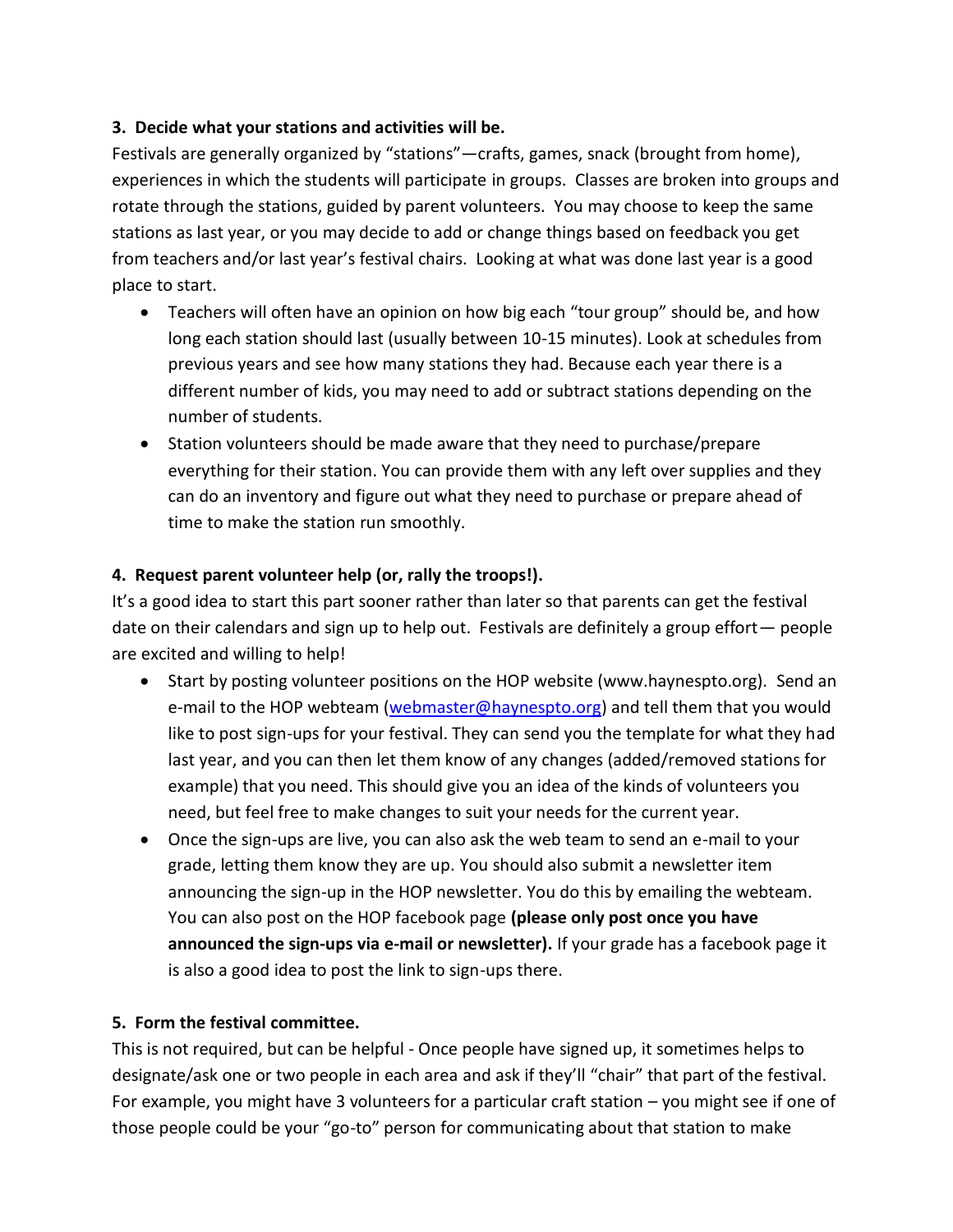**3. Decide what your stations and activities will be.**

Festivals are generally organized by "stations"—crafts, games, snack (brought from home), experiences in which the students will participate in groups. Classes are broken into groups and rotate through the stations, guided by parent volunteers. You may choose to keep the same stations as last year, or you may decide to add or change things based on feedback you get from teachers and/or last year's festival chairs. Looking at what was done last year is a good place to start.

- Teachers will often have an opinion on how big each "tour group" should be, and how long each station should last (usually between 10-15 minutes). Look at schedules from previous years and see how many stations they had. Because each year there is a different number of kids, you may need to add or subtract stations depending on the number of students.
- Station volunteers should be made aware that they need to purchase/prepare everything for their station. You can provide them with any left over supplies and they can do an inventory and figure out what they need to purchase or prepare ahead of time to make the station run smoothly.

**4. Request parent volunteer help (or, rally the troops!).**

It's a good idea to start this part sooner rather than later so that parents can get the festival date on their calendars and sign up to help out. Festivals are definitely a group effort— people are excited and willing to help!

- Start by posting volunteer positions on the HOP website (www.haynespto.org). Send an e-mail to the HOP webteam (webmaster@haynespto.org) and tell them that you would like to post sign-ups for your festival. They can send you the template for what they had last year, and you can then let them know of any changes (added/removed stations for example) that you need. This should give you an idea of the kinds of volunteers you need, but feel free to make changes to suit your needs for the current year.
- Once the sign-ups are live, you can also ask the web team to send an e-mail to your grade, letting them know they are up. You should also submit a newsletter item announcing the sign-up in the HOP newsletter. You do this by emailing the webteam. You can also post on the HOP facebook page **(please only post once you have announced the sign-ups via e-mail or newsletter).** If your grade has a facebook page it is also a good idea to post the link to sign-ups there.

**5. Form the festival committee.**

This is not required, but can be helpful - Once people have signed up, it sometimes helps to designate/ask one or two people in each area and ask if they'll "chair" that part of the festival. For example, you might have 3 volunteers for a particular craft station – you might see if one of those people could be your "go-to" person for communicating about that station to make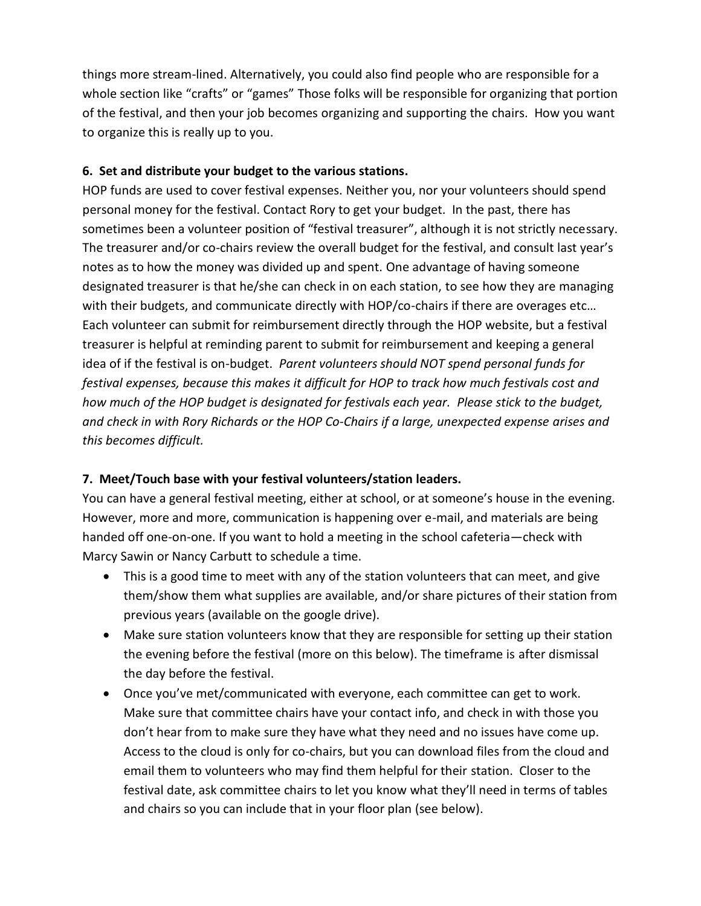things more stream-lined. Alternatively, you could also find people who are responsible for a whole section like "crafts" or "games" Those folks will be responsible for organizing that portion of the festival, and then your job becomes organizing and supporting the chairs. How you want to organize this is really up to you.

**6. Set and distribute your budget to the various stations.**

HOP funds are used to cover festival expenses. Neither you, nor your volunteers should spend personal money for the festival. Contact Rory to get your budget. In the past, there has sometimes been a volunteer position of "festival treasurer", although it is not strictly necessary. The treasurer and/or co-chairs review the overall budget for the festival, and consult last year's notes as to how the money was divided up and spent. One advantage of having someone designated treasurer is that he/she can check in on each station, to see how they are managing with their budgets, and communicate directly with HOP/co-chairs if there are overages etc… Each volunteer can submit for reimbursement directly through the HOP website, but a festival treasurer is helpful at reminding parent to submit for reimbursement and keeping a general idea of if the festival is on-budget. *Parent volunteers should NOT spend personal funds for festival expenses, because this makes it difficult for HOP to track how much festivals cost and how much of the HOP budget is designated for festivals each year. Please stick to the budget, and check in with Rory Richards or the HOP Co-Chairs if a large, unexpected expense arises and this becomes difficult.*

**7. Meet/Touch base with your festival volunteers/station leaders.**

You can have a general festival meeting, either at school, or at someone's house in the evening. However, more and more, communication is happening over e-mail, and materials are being handed off one-on-one. If you want to hold a meeting in the school cafeteria—check with Marcy Sawin or Nancy Carbutt to schedule a time.

- This is a good time to meet with any of the station volunteers that can meet, and give them/show them what supplies are available, and/or share pictures of their station from previous years (available on the google drive).
- Make sure station volunteers know that they are responsible for setting up their station the evening before the festival (more on this below). The timeframe is after dismissal the day before the festival.
- Once you've met/communicated with everyone, each committee can get to work. Make sure that committee chairs have your contact info, and check in with those you don't hear from to make sure they have what they need and no issues have come up. Access to the cloud is only for co-chairs, but you can download files from the cloud and email them to volunteers who may find them helpful for their station. Closer to the festival date, ask committee chairs to let you know what they'll need in terms of tables and chairs so you can include that in your floor plan (see below).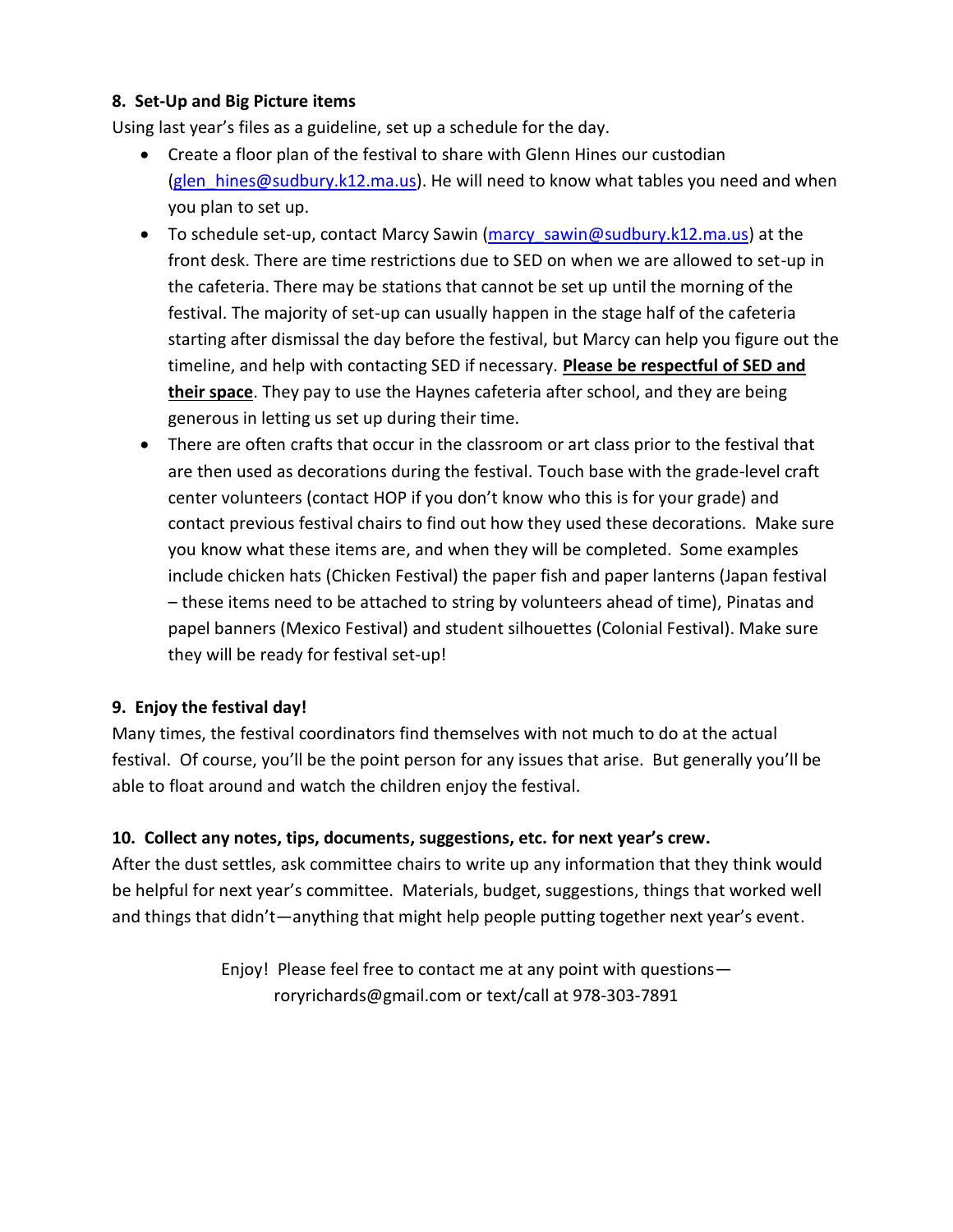**8. Set-Up and Big Picture items**

Using last year's files as a guideline, set up a schedule for the day.

- Create a floor plan of the festival to share with Glenn Hines our custodian (glen_hines@sudbury.k12.ma.us). He will need to know what tables you need and when you plan to set up.
- To schedule set-up, contact Marcy Sawin (marcy_sawin@sudbury.k12.ma.us) at the front desk. There are time restrictions due to SED on when we are allowed to set-up in the cafeteria. There may be stations that cannot be set up until the morning of the festival. The majority of set-up can usually happen in the stage half of the cafeteria starting after dismissal the day before the festival, but Marcy can help you figure out the timeline, and help with contacting SED if necessary. **<u>Please be respectful of SED and their space</u>**. They pay to use the Haynes cafeteria after school, and they are being generous in letting us set up during their time.
- There are often crafts that occur in the classroom or art class prior to the festival that are then used as decorations during the festival. Touch base with the grade-level craft center volunteers (contact HOP if you don't know who this is for your grade) and contact previous festival chairs to find out how they used these decorations. Make sure you know what these items are, and when they will be completed. Some examples include chicken hats (Chicken Festival) the paper fish and paper lanterns (Japan festival – these items need to be attached to string by volunteers ahead of time), Pinatas and papel banners (Mexico Festival) and student silhouettes (Colonial Festival). Make sure they will be ready for festival set-up!

**9. Enjoy the festival day!**

Many times, the festival coordinators find themselves with not much to do at the actual festival. Of course, you'll be the point person for any issues that arise. But generally you'll be able to float around and watch the children enjoy the festival.

**10. Collect any notes, tips, documents, suggestions, etc. for next year's crew.**

After the dust settles, ask committee chairs to write up any information that they think would be helpful for next year's committee. Materials, budget, suggestions, things that worked well and things that didn't—anything that might help people putting together next year's event.

Enjoy! Please feel free to contact me at any point with questions—
roryrichards@gmail.com or text/call at 978-303-7891